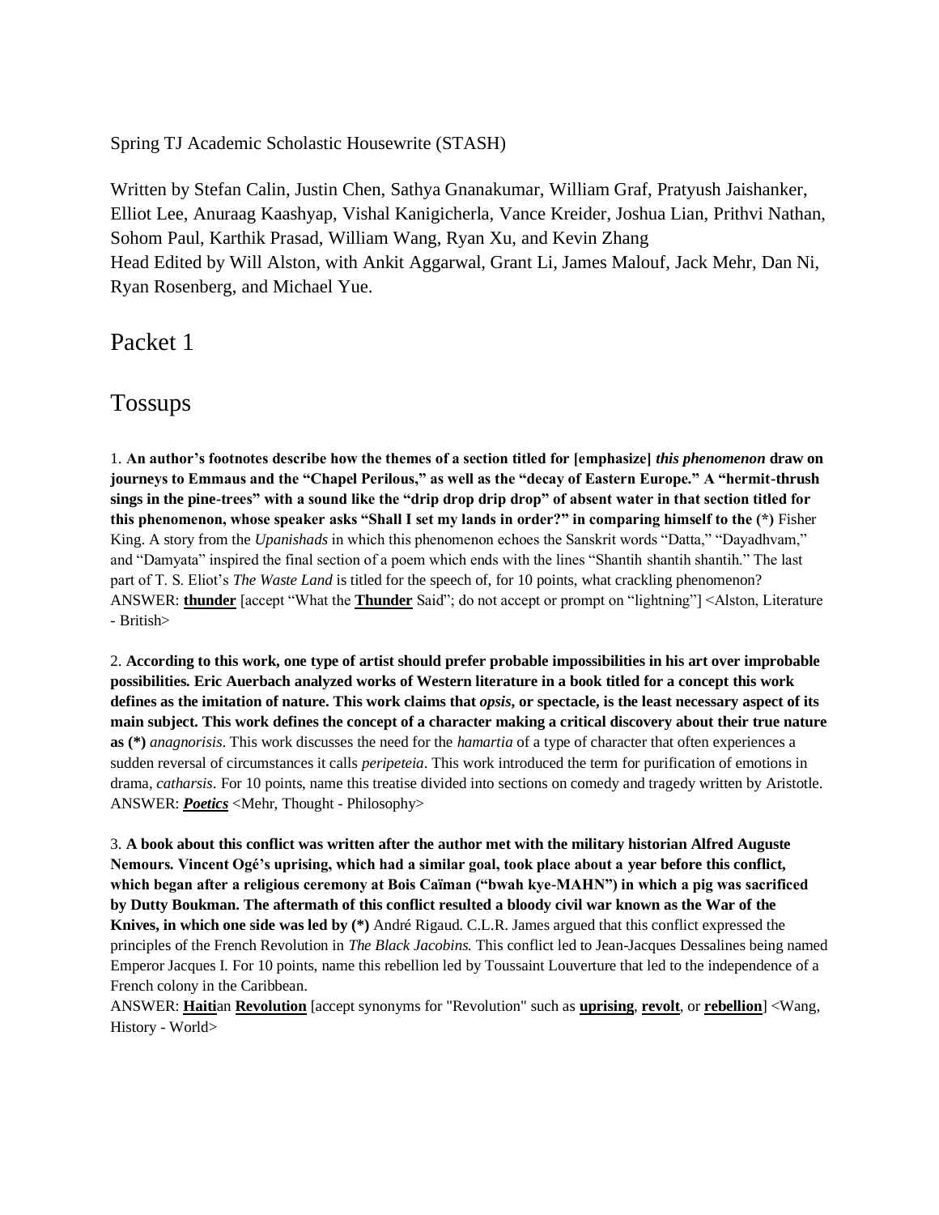Spring TJ Academic Scholastic Housewrite (STASH)

Written by Stefan Calin, Justin Chen, Sathya Gnanakumar, William Graf, Pratyush Jaishanker, Elliot Lee, Anuraag Kaashyap, Vishal Kanigicherla, Vance Kreider, Joshua Lian, Prithvi Nathan, Sohom Paul, Karthik Prasad, William Wang, Ryan Xu, and Kevin Zhang
Head Edited by Will Alston, with Ankit Aggarwal, Grant Li, James Malouf, Jack Mehr, Dan Ni, Ryan Rosenberg, and Michael Yue.

# Packet 1

## Tossups

1. **An author's footnotes describe how the themes of a section titled for [emphasize] *this phenomenon* draw on journeys to Emmaus and the "Chapel Perilous," as well as the "decay of Eastern Europe." A "hermit-thrush sings in the pine-trees" with a sound like the "drip drop drip drop" of absent water in that section titled for this phenomenon, whose speaker asks "Shall I set my lands in order?" in comparing himself to the (\*)** Fisher King. A story from the *Upanishads* in which this phenomenon echoes the Sanskrit words "Datta," "Dayadhvam," and "Damyata" inspired the final section of a poem which ends with the lines "Shantih shantih shantih." The last part of T. S. Eliot's *The Waste Land* is titled for the speech of, for 10 points, what crackling phenomenon?
ANSWER: **thunder** [accept "What the **Thunder** Said"; do not accept or prompt on "lightning"] <Alston, Literature - British>

2. **According to this work, one type of artist should prefer probable impossibilities in his art over improbable possibilities. Eric Auerbach analyzed works of Western literature in a book titled for a concept this work defines as the imitation of nature. This work claims that *opsis*, or spectacle, is the least necessary aspect of its main subject. This work defines the concept of a character making a critical discovery about their true nature as (\*)** *anagnorisis*. This work discusses the need for the *hamartia* of a type of character that often experiences a sudden reversal of circumstances it calls *peripeteia*. This work introduced the term for purification of emotions in drama, *catharsis*. For 10 points, name this treatise divided into sections on comedy and tragedy written by Aristotle.
ANSWER: ***Poetics*** <Mehr, Thought - Philosophy>

3. **A book about this conflict was written after the author met with the military historian Alfred Auguste Nemours. Vincent Ogé's uprising, which had a similar goal, took place about a year before this conflict, which began after a religious ceremony at Bois Caïman ("bwah kye-MAHN") in which a pig was sacrificed by Dutty Boukman. The aftermath of this conflict resulted a bloody civil war known as the War of the Knives, in which one side was led by (\*)** André Rigaud. C.L.R. James argued that this conflict expressed the principles of the French Revolution in *The Black Jacobins.* This conflict led to Jean-Jacques Dessalines being named Emperor Jacques I. For 10 points, name this rebellion led by Toussaint Louverture that led to the independence of a French colony in the Caribbean.
ANSWER: **Haiti**an **Revolution** [accept synonyms for "Revolution" such as **uprising**, **revolt**, or **rebellion**] <Wang, History - World>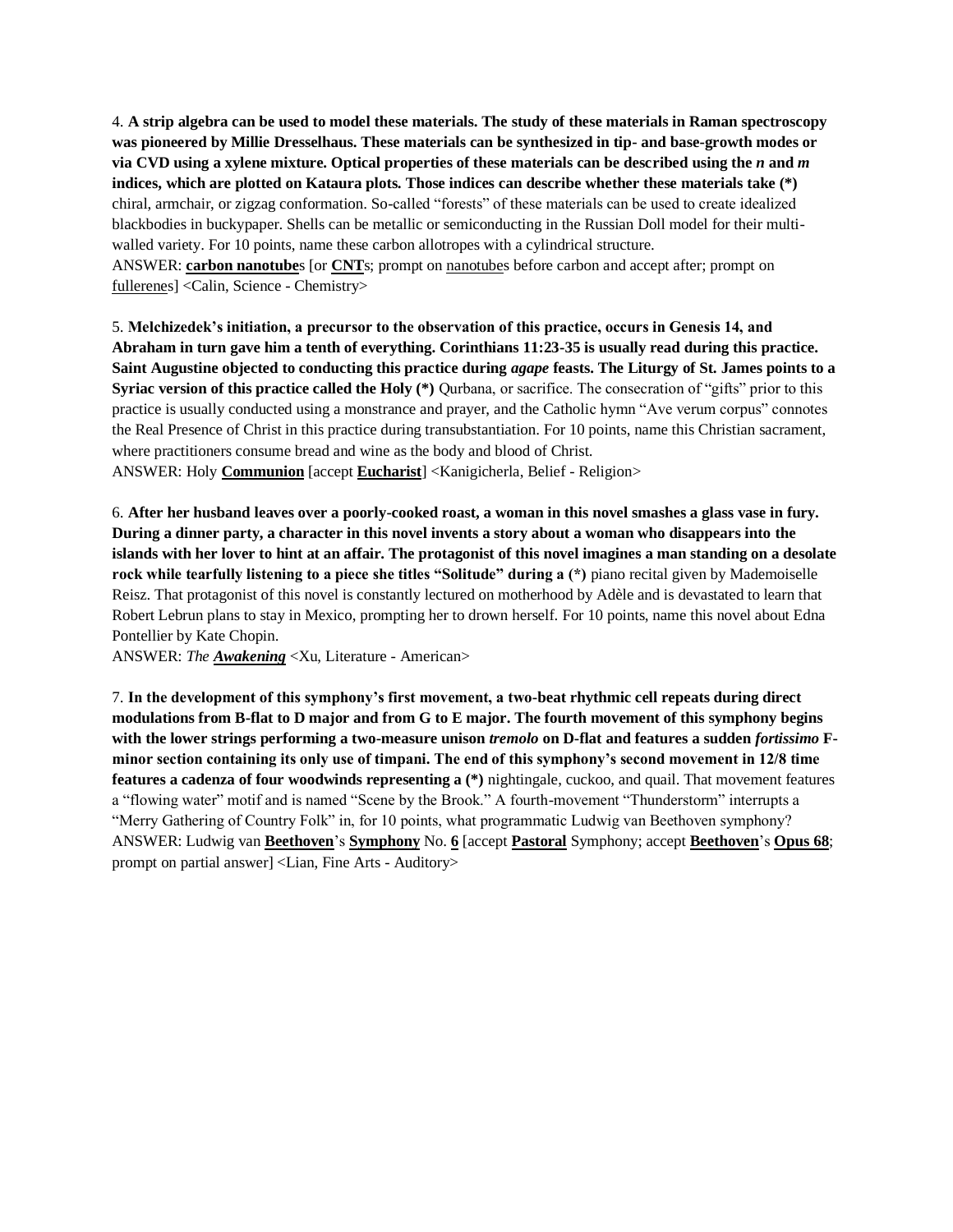4. **A strip algebra can be used to model these materials. The study of these materials in Raman spectroscopy was pioneered by Millie Dresselhaus. These materials can be synthesized in tip- and base-growth modes or via CVD using a xylene mixture. Optical properties of these materials can be described using the *n* and *m* indices, which are plotted on Kataura plots. Those indices can describe whether these materials take (*)** chiral, armchair, or zigzag conformation. So-called "forests" of these materials can be used to create idealized blackbodies in buckypaper. Shells can be metallic or semiconducting in the Russian Doll model for their multi-walled variety. For 10 points, name these carbon allotropes with a cylindrical structure.
ANSWER: **carbon nanotube**s [or **CNT**s; prompt on nanotubes before carbon and accept after; prompt on fullerenes] <Calin, Science - Chemistry>

5. **Melchizedek's initiation, a precursor to the observation of this practice, occurs in Genesis 14, and Abraham in turn gave him a tenth of everything. Corinthians 11:23-35 is usually read during this practice. Saint Augustine objected to conducting this practice during *agape* feasts. The Liturgy of St. James points to a Syriac version of this practice called the Holy (*)** Qurbana, or sacrifice. The consecration of "gifts" prior to this practice is usually conducted using a monstrance and prayer, and the Catholic hymn "Ave verum corpus" connotes the Real Presence of Christ in this practice during transubstantiation. For 10 points, name this Christian sacrament, where practitioners consume bread and wine as the body and blood of Christ.
ANSWER: Holy **Communion** [accept **Eucharist**] <Kanigicherla, Belief - Religion>

6. **After her husband leaves over a poorly-cooked roast, a woman in this novel smashes a glass vase in fury. During a dinner party, a character in this novel invents a story about a woman who disappears into the islands with her lover to hint at an affair. The protagonist of this novel imagines a man standing on a desolate rock while tearfully listening to a piece she titles "Solitude" during a (*)** piano recital given by Mademoiselle Reisz. That protagonist of this novel is constantly lectured on motherhood by Adèle and is devastated to learn that Robert Lebrun plans to stay in Mexico, prompting her to drown herself. For 10 points, name this novel about Edna Pontellier by Kate Chopin.
ANSWER: *The* ***Awakening*** <Xu, Literature - American>

7. **In the development of this symphony's first movement, a two-beat rhythmic cell repeats during direct modulations from B-flat to D major and from G to E major. The fourth movement of this symphony begins with the lower strings performing a two-measure unison *tremolo* on D-flat and features a sudden *fortissimo* F-minor section containing its only use of timpani. The end of this symphony's second movement in 12/8 time features a cadenza of four woodwinds representing a (*)** nightingale, cuckoo, and quail. That movement features a "flowing water" motif and is named "Scene by the Brook." A fourth-movement "Thunderstorm" interrupts a "Merry Gathering of Country Folk" in, for 10 points, what programmatic Ludwig van Beethoven symphony?
ANSWER: Ludwig van **Beethoven**'s **Symphony** No. **6** [accept **Pastoral** Symphony; accept **Beethoven**'s **Opus 68**; prompt on partial answer] <Lian, Fine Arts - Auditory>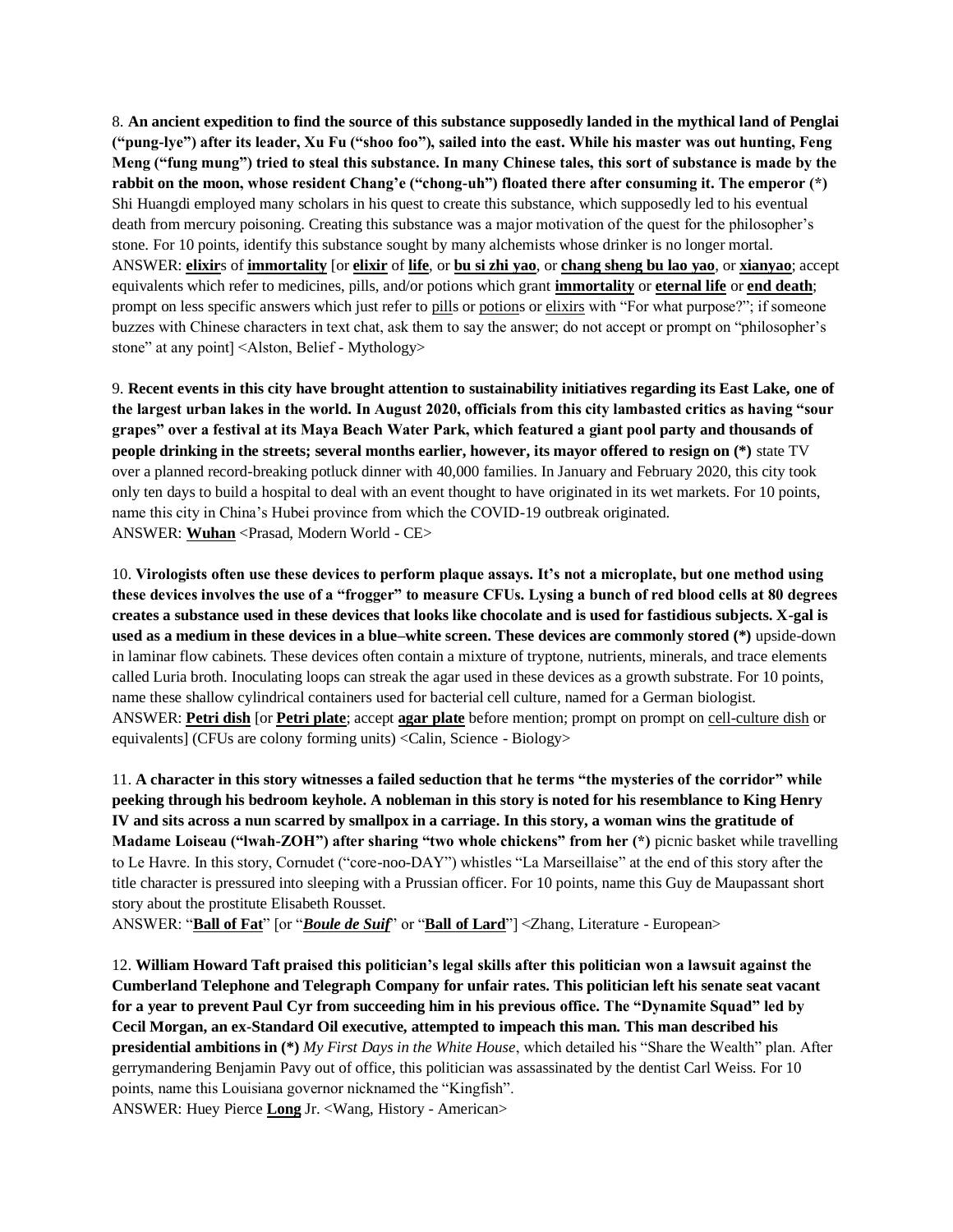8. **An ancient expedition to find the source of this substance supposedly landed in the mythical land of Penglai ("pung-lye") after its leader, Xu Fu ("shoo foo"), sailed into the east. While his master was out hunting, Feng Meng ("fung mung") tried to steal this substance. In many Chinese tales, this sort of substance is made by the rabbit on the moon, whose resident Chang'e ("chong-uh") floated there after consuming it. The emperor (*)** Shi Huangdi employed many scholars in his quest to create this substance, which supposedly led to his eventual death from mercury poisoning. Creating this substance was a major motivation of the quest for the philosopher's stone. For 10 points, identify this substance sought by many alchemists whose drinker is no longer mortal.
ANSWER: **elixir**s of **immortality** [or **elixir** of **life**, or **bu si zhi yao**, or **chang sheng bu lao yao**, or **xianyao**; accept equivalents which refer to medicines, pills, and/or potions which grant **immortality** or **eternal life** or **end death**; prompt on less specific answers which just refer to pills or potions or elixirs with "For what purpose?"; if someone buzzes with Chinese characters in text chat, ask them to say the answer; do not accept or prompt on "philosopher's stone" at any point] <Alston, Belief - Mythology>

9. **Recent events in this city have brought attention to sustainability initiatives regarding its East Lake, one of the largest urban lakes in the world. In August 2020, officials from this city lambasted critics as having "sour grapes" over a festival at its Maya Beach Water Park, which featured a giant pool party and thousands of people drinking in the streets; several months earlier, however, its mayor offered to resign on (*)** state TV over a planned record-breaking potluck dinner with 40,000 families. In January and February 2020, this city took only ten days to build a hospital to deal with an event thought to have originated in its wet markets. For 10 points, name this city in China's Hubei province from which the COVID-19 outbreak originated.
ANSWER: **Wuhan** <Prasad, Modern World - CE>

10. **Virologists often use these devices to perform plaque assays. It's not a microplate, but one method using these devices involves the use of a "frogger" to measure CFUs. Lysing a bunch of red blood cells at 80 degrees creates a substance used in these devices that looks like chocolate and is used for fastidious subjects. X-gal is used as a medium in these devices in a blue–white screen. These devices are commonly stored (*)** upside-down in laminar flow cabinets. These devices often contain a mixture of tryptone, nutrients, minerals, and trace elements called Luria broth. Inoculating loops can streak the agar used in these devices as a growth substrate. For 10 points, name these shallow cylindrical containers used for bacterial cell culture, named for a German biologist.
ANSWER: **Petri dish** [or **Petri plate**; accept **agar plate** before mention; prompt on prompt on cell-culture dish or equivalents] (CFUs are colony forming units) <Calin, Science - Biology>

11. **A character in this story witnesses a failed seduction that he terms "the mysteries of the corridor" while peeking through his bedroom keyhole. A nobleman in this story is noted for his resemblance to King Henry IV and sits across a nun scarred by smallpox in a carriage. In this story, a woman wins the gratitude of Madame Loiseau ("lwah-ZOH") after sharing "two whole chickens" from her (*)** picnic basket while travelling to Le Havre. In this story, Cornudet ("core-noo-DAY") whistles "La Marseillaise" at the end of this story after the title character is pressured into sleeping with a Prussian officer. For 10 points, name this Guy de Maupassant short story about the prostitute Elisabeth Rousset.
ANSWER: "**Ball of Fat**" [or "***Boule de Suif***" or "**Ball of Lard**"] <Zhang, Literature - European>

12. **William Howard Taft praised this politician's legal skills after this politician won a lawsuit against the Cumberland Telephone and Telegraph Company for unfair rates. This politician left his senate seat vacant for a year to prevent Paul Cyr from succeeding him in his previous office. The "Dynamite Squad" led by Cecil Morgan, an ex-Standard Oil executive, attempted to impeach this man. This man described his presidential ambitions in (*)** *My First Days in the White House*, which detailed his "Share the Wealth" plan. After gerrymandering Benjamin Pavy out of office, this politician was assassinated by the dentist Carl Weiss. For 10 points, name this Louisiana governor nicknamed the "Kingfish".
ANSWER: Huey Pierce **Long** Jr. <Wang, History - American>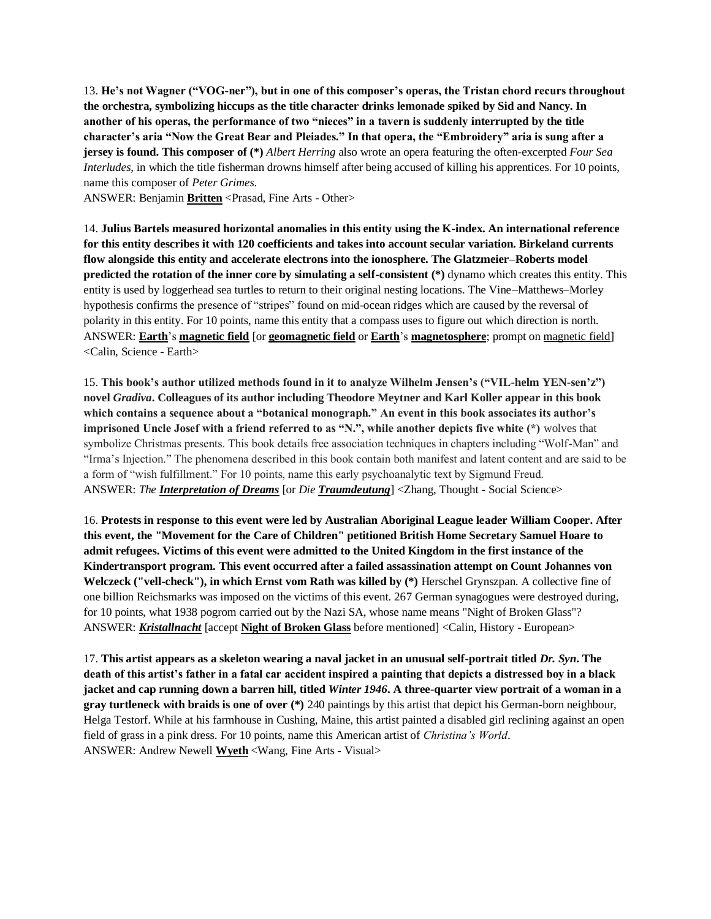13. **He's not Wagner ("VOG-ner"), but in one of this composer's operas, the Tristan chord recurs throughout the orchestra, symbolizing hiccups as the title character drinks lemonade spiked by Sid and Nancy. In another of his operas, the performance of two "nieces" in a tavern is suddenly interrupted by the title character's aria "Now the Great Bear and Pleiades." In that opera, the "Embroidery" aria is sung after a jersey is found. This composer of (*)** *Albert Herring* also wrote an opera featuring the often-excerpted *Four Sea Interludes*, in which the title fisherman drowns himself after being accused of killing his apprentices. For 10 points, name this composer of *Peter Grimes*.
ANSWER: Benjamin **Britten** <Prasad, Fine Arts - Other>

14. **Julius Bartels measured horizontal anomalies in this entity using the K-index. An international reference for this entity describes it with 120 coefficients and takes into account secular variation. Birkeland currents flow alongside this entity and accelerate electrons into the ionosphere. The Glatzmeier–Roberts model predicted the rotation of the inner core by simulating a self-consistent (*)** dynamo which creates this entity. This entity is used by loggerhead sea turtles to return to their original nesting locations. The Vine–Matthews–Morley hypothesis confirms the presence of "stripes" found on mid-ocean ridges which are caused by the reversal of polarity in this entity. For 10 points, name this entity that a compass uses to figure out which direction is north.
ANSWER: **Earth**'s **magnetic field** [or **geomagnetic field** or **Earth**'s **magnetosphere**; prompt on magnetic field] <Calin, Science - Earth>

15. **This book's author utilized methods found in it to analyze Wilhelm Jensen's ("VIL-helm YEN-sen'z") novel *Gradiva*. Colleagues of its author including Theodore Meytner and Karl Koller appear in this book which contains a sequence about a "botanical monograph." An event in this book associates its author's imprisoned Uncle Josef with a friend referred to as "N.", while another depicts five white (*)** wolves that symbolize Christmas presents. This book details free association techniques in chapters including "Wolf-Man" and "Irma's Injection." The phenomena described in this book contain both manifest and latent content and are said to be a form of "wish fulfillment." For 10 points, name this early psychoanalytic text by Sigmund Freud.
ANSWER: *The **Interpretation of Dreams*** [or *Die **Traumdeutung***] <Zhang, Thought - Social Science>

16. **Protests in response to this event were led by Australian Aboriginal League leader William Cooper. After this event, the "Movement for the Care of Children" petitioned British Home Secretary Samuel Hoare to admit refugees. Victims of this event were admitted to the United Kingdom in the first instance of the Kindertransport program. This event occurred after a failed assassination attempt on Count Johannes von Welczeck ("vell-check"), in which Ernst vom Rath was killed by (*)** Herschel Grynszpan. A collective fine of one billion Reichsmarks was imposed on the victims of this event. 267 German synagogues were destroyed during, for 10 points, what 1938 pogrom carried out by the Nazi SA, whose name means "Night of Broken Glass"?
ANSWER: ***Kristallnacht*** [accept **Night of Broken Glass** before mentioned] <Calin, History - European>

17. **This artist appears as a skeleton wearing a naval jacket in an unusual self-portrait titled *Dr. Syn*. The death of this artist's father in a fatal car accident inspired a painting that depicts a distressed boy in a black jacket and cap running down a barren hill, titled *Winter 1946*. A three-quarter view portrait of a woman in a gray turtleneck with braids is one of over (*)** 240 paintings by this artist that depict his German-born neighbour, Helga Testorf. While at his farmhouse in Cushing, Maine, this artist painted a disabled girl reclining against an open field of grass in a pink dress. For 10 points, name this American artist of *Christina's World*.
ANSWER: Andrew Newell **Wyeth** <Wang, Fine Arts - Visual>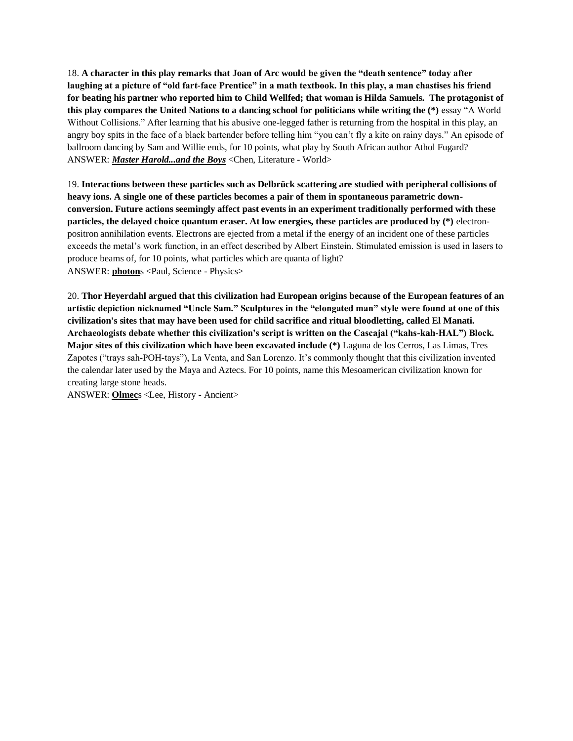18. **A character in this play remarks that Joan of Arc would be given the "death sentence" today after laughing at a picture of "old fart-face Prentice" in a math textbook. In this play, a man chastises his friend for beating his partner who reported him to Child Wellfed; that woman is Hilda Samuels. The protagonist of this play compares the United Nations to a dancing school for politicians while writing the (*)** essay "A World Without Collisions." After learning that his abusive one-legged father is returning from the hospital in this play, an angry boy spits in the face of a black bartender before telling him "you can't fly a kite on rainy days." An episode of ballroom dancing by Sam and Willie ends, for 10 points, what play by South African author Athol Fugard?
ANSWER: ***<u>Master Harold...and the Boys</u>*** <Chen, Literature - World>

19. **Interactions between these particles such as Delbrück scattering are studied with peripheral collisions of heavy ions. A single one of these particles becomes a pair of them in spontaneous parametric down-conversion. Future actions seemingly affect past events in an experiment traditionally performed with these particles, the delayed choice quantum eraser. At low energies, these particles are produced by (*)** electron-positron annihilation events. Electrons are ejected from a metal if the energy of an incident one of these particles exceeds the metal's work function, in an effect described by Albert Einstein. Stimulated emission is used in lasers to produce beams of, for 10 points, what particles which are quanta of light?
ANSWER: **<u>photon</u>**s <Paul, Science - Physics>

20. **Thor Heyerdahl argued that this civilization had European origins because of the European features of an artistic depiction nicknamed "Uncle Sam." Sculptures in the "elongated man" style were found at one of this civilization's sites that may have been used for child sacrifice and ritual bloodletting, called El Manati. Archaeologists debate whether this civilization's script is written on the Cascajal ("kahs-kah-HAL") Block. Major sites of this civilization which have been excavated include (*)** Laguna de los Cerros, Las Limas, Tres Zapotes ("trays sah-POH-tays"), La Venta, and San Lorenzo. It's commonly thought that this civilization invented the calendar later used by the Maya and Aztecs. For 10 points, name this Mesoamerican civilization known for creating large stone heads.
ANSWER: **<u>Olmec</u>**s <Lee, History - Ancient>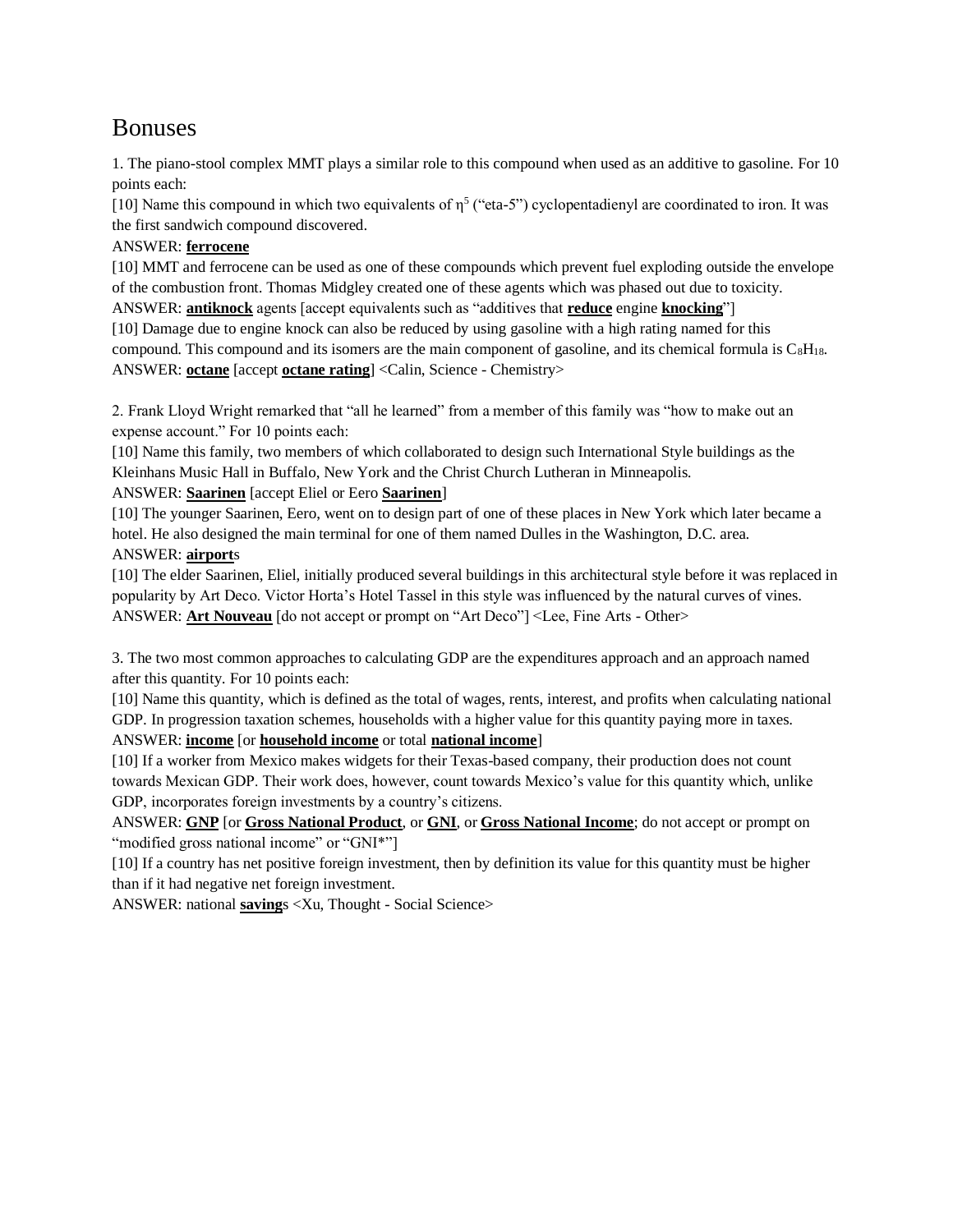# Bonuses

1. The piano-stool complex MMT plays a similar role to this compound when used as an additive to gasoline. For 10 points each:

[10] Name this compound in which two equivalents of $\eta^5$ ("eta-5") cyclopentadienyl are coordinated to iron. It was the first sandwich compound discovered.

ANSWER: **ferrocene**

[10] MMT and ferrocene can be used as one of these compounds which prevent fuel exploding outside the envelope of the combustion front. Thomas Midgley created one of these agents which was phased out due to toxicity.

ANSWER: **antiknock** agents [accept equivalents such as "additives that **reduce** engine **knocking**"]

[10] Damage due to engine knock can also be reduced by using gasoline with a high rating named for this compound. This compound and its isomers are the main component of gasoline, and its chemical formula is $C_8H_{18}$.

ANSWER: **octane** [accept **octane rating**] <Calin, Science - Chemistry>

2. Frank Lloyd Wright remarked that "all he learned" from a member of this family was "how to make out an expense account." For 10 points each:

[10] Name this family, two members of which collaborated to design such International Style buildings as the Kleinhans Music Hall in Buffalo, New York and the Christ Church Lutheran in Minneapolis.

ANSWER: **Saarinen** [accept Eliel or Eero **Saarinen**]

[10] The younger Saarinen, Eero, went on to design part of one of these places in New York which later became a hotel. He also designed the main terminal for one of them named Dulles in the Washington, D.C. area.

ANSWER: **airport**s

[10] The elder Saarinen, Eliel, initially produced several buildings in this architectural style before it was replaced in popularity by Art Deco. Victor Horta's Hotel Tassel in this style was influenced by the natural curves of vines.

ANSWER: **Art Nouveau** [do not accept or prompt on "Art Deco"] <Lee, Fine Arts - Other>

3. The two most common approaches to calculating GDP are the expenditures approach and an approach named after this quantity. For 10 points each:

[10] Name this quantity, which is defined as the total of wages, rents, interest, and profits when calculating national GDP. In progression taxation schemes, households with a higher value for this quantity paying more in taxes.

ANSWER: **income** [or **household income** or total **national income**]

[10] If a worker from Mexico makes widgets for their Texas-based company, their production does not count towards Mexican GDP. Their work does, however, count towards Mexico's value for this quantity which, unlike GDP, incorporates foreign investments by a country's citizens.

ANSWER: **GNP** [or **Gross National Product**, or **GNI**, or **Gross National Income**; do not accept or prompt on "modified gross national income" or "GNI*"]

[10] If a country has net positive foreign investment, then by definition its value for this quantity must be higher than if it had negative net foreign investment.

ANSWER: national **saving**s <Xu, Thought - Social Science>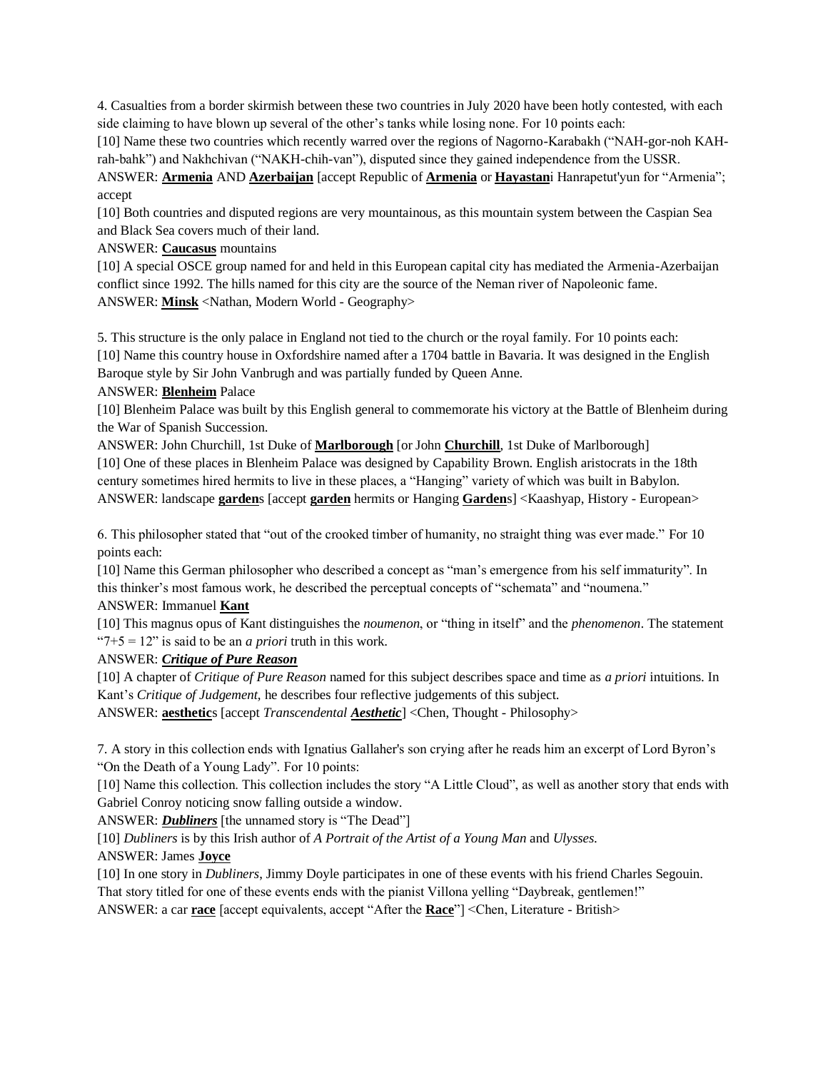4. Casualties from a border skirmish between these two countries in July 2020 have been hotly contested, with each side claiming to have blown up several of the other's tanks while losing none. For 10 points each:

[10] Name these two countries which recently warred over the regions of Nagorno-Karabakh ("NAH-gor-noh KAH-rah-bahk") and Nakhchivan ("NAKH-chih-van"), disputed since they gained independence from the USSR.

ANSWER: **Armenia** AND **Azerbaijan** [accept Republic of **Armenia** or **Hayastan**i Hanrapetut'yun for "Armenia"; accept

[10] Both countries and disputed regions are very mountainous, as this mountain system between the Caspian Sea and Black Sea covers much of their land.

ANSWER: **Caucasus** mountains

[10] A special OSCE group named for and held in this European capital city has mediated the Armenia-Azerbaijan conflict since 1992. The hills named for this city are the source of the Neman river of Napoleonic fame.

ANSWER: **Minsk** <Nathan, Modern World - Geography>

5. This structure is the only palace in England not tied to the church or the royal family. For 10 points each:

[10] Name this country house in Oxfordshire named after a 1704 battle in Bavaria. It was designed in the English Baroque style by Sir John Vanbrugh and was partially funded by Queen Anne.

ANSWER: **Blenheim** Palace

[10] Blenheim Palace was built by this English general to commemorate his victory at the Battle of Blenheim during the War of Spanish Succession.

ANSWER: John Churchill, 1st Duke of **Marlborough** [or John **Churchill**, 1st Duke of Marlborough]

[10] One of these places in Blenheim Palace was designed by Capability Brown. English aristocrats in the 18th century sometimes hired hermits to live in these places, a "Hanging" variety of which was built in Babylon.

ANSWER: landscape **garden**s [accept **garden** hermits or Hanging **Garden**s] <Kaashyap, History - European>

6. This philosopher stated that "out of the crooked timber of humanity, no straight thing was ever made." For 10 points each:

[10] Name this German philosopher who described a concept as "man's emergence from his self immaturity". In this thinker's most famous work, he described the perceptual concepts of "schemata" and "noumena."

ANSWER: Immanuel **Kant**

[10] This magnus opus of Kant distinguishes the *noumenon*, or "thing in itself" and the *phenomenon*. The statement "7+5 = 12" is said to be an *a priori* truth in this work.

ANSWER: ***Critique of Pure Reason***

[10] A chapter of *Critique of Pure Reason* named for this subject describes space and time as *a priori* intuitions. In Kant's *Critique of Judgement*, he describes four reflective judgements of this subject.

ANSWER: **aesthetic**s [accept *Transcendental* ***Aesthetic***] <Chen, Thought - Philosophy>

7. A story in this collection ends with Ignatius Gallaher's son crying after he reads him an excerpt of Lord Byron's "On the Death of a Young Lady". For 10 points:

[10] Name this collection. This collection includes the story "A Little Cloud", as well as another story that ends with Gabriel Conroy noticing snow falling outside a window.

ANSWER: ***Dubliners*** [the unnamed story is "The Dead"]

[10] *Dubliners* is by this Irish author of *A Portrait of the Artist of a Young Man* and *Ulysses*.

ANSWER: James **Joyce**

[10] In one story in *Dubliners*, Jimmy Doyle participates in one of these events with his friend Charles Segouin. That story titled for one of these events ends with the pianist Villona yelling "Daybreak, gentlemen!"

ANSWER: a car **race** [accept equivalents, accept "After the **Race**"] <Chen, Literature - British>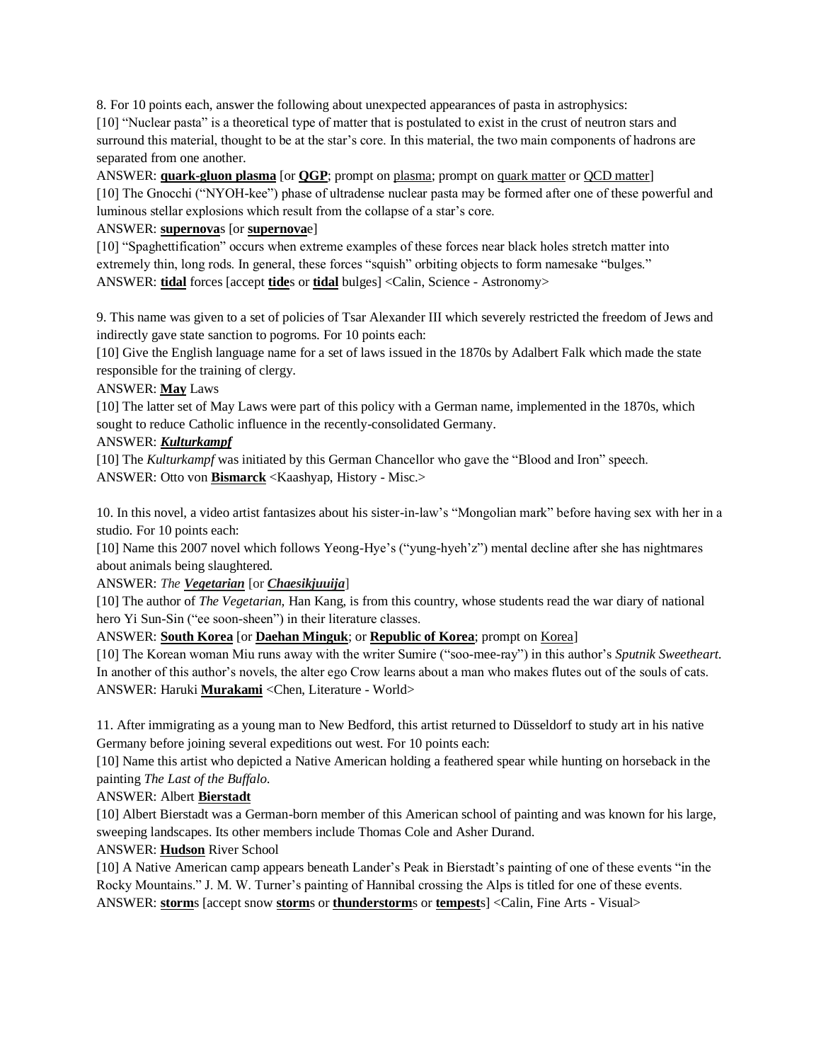8. For 10 points each, answer the following about unexpected appearances of pasta in astrophysics:

[10] "Nuclear pasta" is a theoretical type of matter that is postulated to exist in the crust of neutron stars and surround this material, thought to be at the star's core. In this material, the two main components of hadrons are separated from one another.

ANSWER: **quark-gluon plasma** [or **QGP**; prompt on plasma; prompt on quark matter or QCD matter]

[10] The Gnocchi ("NYOH-kee") phase of ultradense nuclear pasta may be formed after one of these powerful and luminous stellar explosions which result from the collapse of a star's core.

ANSWER: **supernova**s [or **supernova**e]

[10] "Spaghettification" occurs when extreme examples of these forces near black holes stretch matter into extremely thin, long rods. In general, these forces "squish" orbiting objects to form namesake "bulges."

ANSWER: **tidal** forces [accept **tide**s or **tidal** bulges] <Calin, Science - Astronomy>

9. This name was given to a set of policies of Tsar Alexander III which severely restricted the freedom of Jews and indirectly gave state sanction to pogroms. For 10 points each:

[10] Give the English language name for a set of laws issued in the 1870s by Adalbert Falk which made the state responsible for the training of clergy.

ANSWER: **May** Laws

[10] The latter set of May Laws were part of this policy with a German name, implemented in the 1870s, which sought to reduce Catholic influence in the recently-consolidated Germany.

ANSWER: ***Kulturkampf***

[10] The *Kulturkampf* was initiated by this German Chancellor who gave the "Blood and Iron" speech.

ANSWER: Otto von **Bismarck** <Kaashyap, History - Misc.>

10. In this novel, a video artist fantasizes about his sister-in-law's "Mongolian mark" before having sex with her in a studio. For 10 points each:

[10] Name this 2007 novel which follows Yeong-Hye's ("yung-hyeh'z") mental decline after she has nightmares about animals being slaughtered.

ANSWER: *The* ***Vegetarian*** [or ***Chaesikjuuija***]

[10] The author of *The Vegetarian*, Han Kang, is from this country, whose students read the war diary of national hero Yi Sun-Sin ("ee soon-sheen") in their literature classes.

ANSWER: **South Korea** [or **Daehan Minguk**; or **Republic of Korea**; prompt on Korea]

[10] The Korean woman Miu runs away with the writer Sumire ("soo-mee-ray") in this author's *Sputnik Sweetheart*. In another of this author's novels, the alter ego Crow learns about a man who makes flutes out of the souls of cats.

ANSWER: Haruki **Murakami** <Chen, Literature - World>

11. After immigrating as a young man to New Bedford, this artist returned to Düsseldorf to study art in his native Germany before joining several expeditions out west. For 10 points each:

[10] Name this artist who depicted a Native American holding a feathered spear while hunting on horseback in the painting *The Last of the Buffalo*.

ANSWER: Albert **Bierstadt**

[10] Albert Bierstadt was a German-born member of this American school of painting and was known for his large, sweeping landscapes. Its other members include Thomas Cole and Asher Durand.

ANSWER: **Hudson** River School

[10] A Native American camp appears beneath Lander's Peak in Bierstadt's painting of one of these events "in the Rocky Mountains." J. M. W. Turner's painting of Hannibal crossing the Alps is titled for one of these events.

ANSWER: **storm**s [accept snow **storm**s or **thunderstorm**s or **tempest**s] <Calin, Fine Arts - Visual>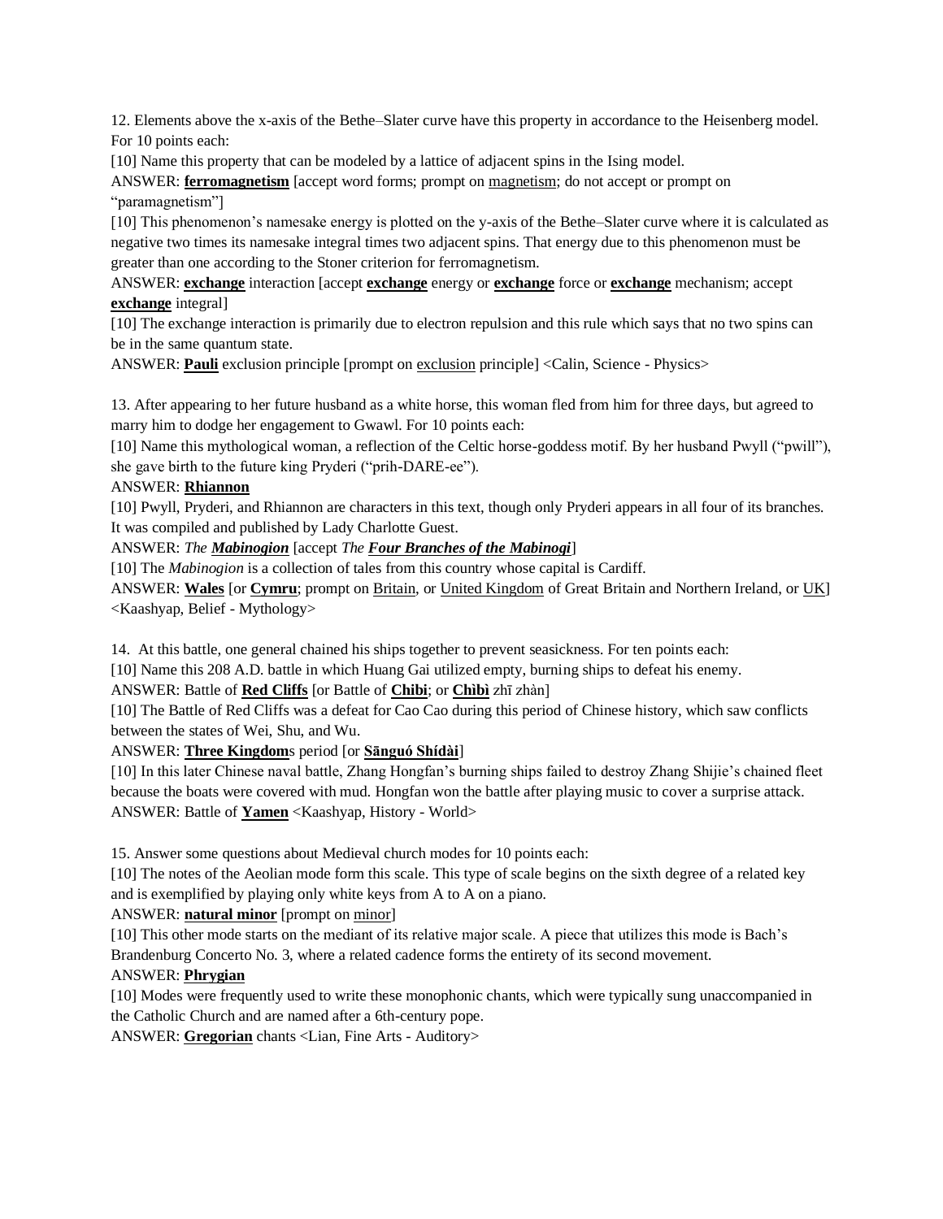12. Elements above the x-axis of the Bethe–Slater curve have this property in accordance to the Heisenberg model. For 10 points each:

[10] Name this property that can be modeled by a lattice of adjacent spins in the Ising model.

ANSWER: **ferromagnetism** [accept word forms; prompt on magnetism; do not accept or prompt on "paramagnetism"]

[10] This phenomenon's namesake energy is plotted on the y-axis of the Bethe–Slater curve where it is calculated as negative two times its namesake integral times two adjacent spins. That energy due to this phenomenon must be greater than one according to the Stoner criterion for ferromagnetism.

ANSWER: **exchange** interaction [accept **exchange** energy or **exchange** force or **exchange** mechanism; accept **exchange** integral]

[10] The exchange interaction is primarily due to electron repulsion and this rule which says that no two spins can be in the same quantum state.

ANSWER: **Pauli** exclusion principle [prompt on exclusion principle] <Calin, Science - Physics>

13. After appearing to her future husband as a white horse, this woman fled from him for three days, but agreed to marry him to dodge her engagement to Gwawl. For 10 points each:

[10] Name this mythological woman, a reflection of the Celtic horse-goddess motif. By her husband Pwyll ("pwill"), she gave birth to the future king Pryderi ("prih-DARE-ee").

ANSWER: **Rhiannon**

[10] Pwyll, Pryderi, and Rhiannon are characters in this text, though only Pryderi appears in all four of its branches. It was compiled and published by Lady Charlotte Guest.

ANSWER: *The **Mabinogion*** [accept *The **Four Branches of the Mabinogi***]

[10] The *Mabinogion* is a collection of tales from this country whose capital is Cardiff.

ANSWER: **Wales** [or **Cymru**; prompt on Britain, or United Kingdom of Great Britain and Northern Ireland, or UK] <Kaashyap, Belief - Mythology>

14. At this battle, one general chained his ships together to prevent seasickness. For ten points each:

[10] Name this 208 A.D. battle in which Huang Gai utilized empty, burning ships to defeat his enemy.

ANSWER: Battle of **Red Cliffs** [or Battle of **Chibi**; or **Chìbì** zhī zhàn]

[10] The Battle of Red Cliffs was a defeat for Cao Cao during this period of Chinese history, which saw conflicts between the states of Wei, Shu, and Wu.

ANSWER: **Three Kingdom**s period [or **Sānguó Shídài**]

[10] In this later Chinese naval battle, Zhang Hongfan's burning ships failed to destroy Zhang Shijie's chained fleet because the boats were covered with mud. Hongfan won the battle after playing music to cover a surprise attack.

ANSWER: Battle of **Yamen** <Kaashyap, History - World>

15. Answer some questions about Medieval church modes for 10 points each:

[10] The notes of the Aeolian mode form this scale. This type of scale begins on the sixth degree of a related key and is exemplified by playing only white keys from A to A on a piano.

ANSWER: **natural minor** [prompt on minor]

[10] This other mode starts on the mediant of its relative major scale. A piece that utilizes this mode is Bach's Brandenburg Concerto No. 3, where a related cadence forms the entirety of its second movement.

ANSWER: **Phrygian**

[10] Modes were frequently used to write these monophonic chants, which were typically sung unaccompanied in the Catholic Church and are named after a 6th-century pope.

ANSWER: **Gregorian** chants <Lian, Fine Arts - Auditory>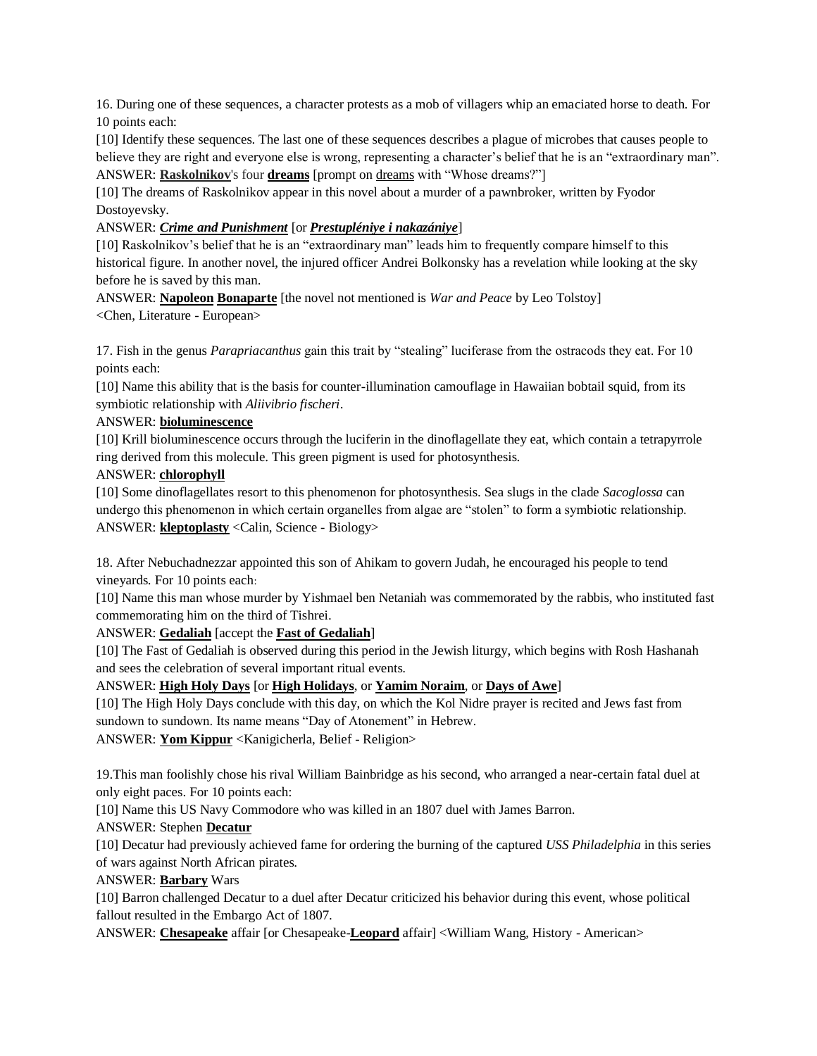16. During one of these sequences, a character protests as a mob of villagers whip an emaciated horse to death. For 10 points each:

[10] Identify these sequences. The last one of these sequences describes a plague of microbes that causes people to believe they are right and everyone else is wrong, representing a character's belief that he is an "extraordinary man".

ANSWER: **Raskolnikov**'s four **dreams** [prompt on dreams with "Whose dreams?"]

[10] The dreams of Raskolnikov appear in this novel about a murder of a pawnbroker, written by Fyodor Dostoyevsky.

ANSWER: ***Crime and Punishment*** [or ***Prestupléniye i nakazániye***]

[10] Raskolnikov's belief that he is an "extraordinary man" leads him to frequently compare himself to this historical figure. In another novel, the injured officer Andrei Bolkonsky has a revelation while looking at the sky before he is saved by this man.

ANSWER: **Napoleon Bonaparte** [the novel not mentioned is *War and Peace* by Leo Tolstoy]

<Chen, Literature - European>

17. Fish in the genus *Parapriacanthus* gain this trait by "stealing" luciferase from the ostracods they eat. For 10 points each:

[10] Name this ability that is the basis for counter-illumination camouflage in Hawaiian bobtail squid, from its symbiotic relationship with *Aliivibrio fischeri*.

ANSWER: **bioluminescence**

[10] Krill bioluminescence occurs through the luciferin in the dinoflagellate they eat, which contain a tetrapyrrole ring derived from this molecule. This green pigment is used for photosynthesis.

ANSWER: **chlorophyll**

[10] Some dinoflagellates resort to this phenomenon for photosynthesis. Sea slugs in the clade *Sacoglossa* can undergo this phenomenon in which certain organelles from algae are "stolen" to form a symbiotic relationship.

ANSWER: **kleptoplasty** <Calin, Science - Biology>

18. After Nebuchadnezzar appointed this son of Ahikam to govern Judah, he encouraged his people to tend vineyards. For 10 points each:

[10] Name this man whose murder by Yishmael ben Netaniah was commemorated by the rabbis, who instituted fast commemorating him on the third of Tishrei.

ANSWER: **Gedaliah** [accept the **Fast of Gedaliah**]

[10] The Fast of Gedaliah is observed during this period in the Jewish liturgy, which begins with Rosh Hashanah and sees the celebration of several important ritual events.

ANSWER: **High Holy Days** [or **High Holidays**, or **Yamim Noraim**, or **Days of Awe**]

[10] The High Holy Days conclude with this day, on which the Kol Nidre prayer is recited and Jews fast from sundown to sundown. Its name means "Day of Atonement" in Hebrew.

ANSWER: **Yom Kippur** <Kanigicherla, Belief - Religion>

19. This man foolishly chose his rival William Bainbridge as his second, who arranged a near-certain fatal duel at only eight paces. For 10 points each:

[10] Name this US Navy Commodore who was killed in an 1807 duel with James Barron.

ANSWER: Stephen **Decatur**

[10] Decatur had previously achieved fame for ordering the burning of the captured *USS Philadelphia* in this series of wars against North African pirates.

ANSWER: **Barbary** Wars

[10] Barron challenged Decatur to a duel after Decatur criticized his behavior during this event, whose political fallout resulted in the Embargo Act of 1807.

ANSWER: **Chesapeake** affair [or Chesapeake-**Leopard** affair] <William Wang, History - American>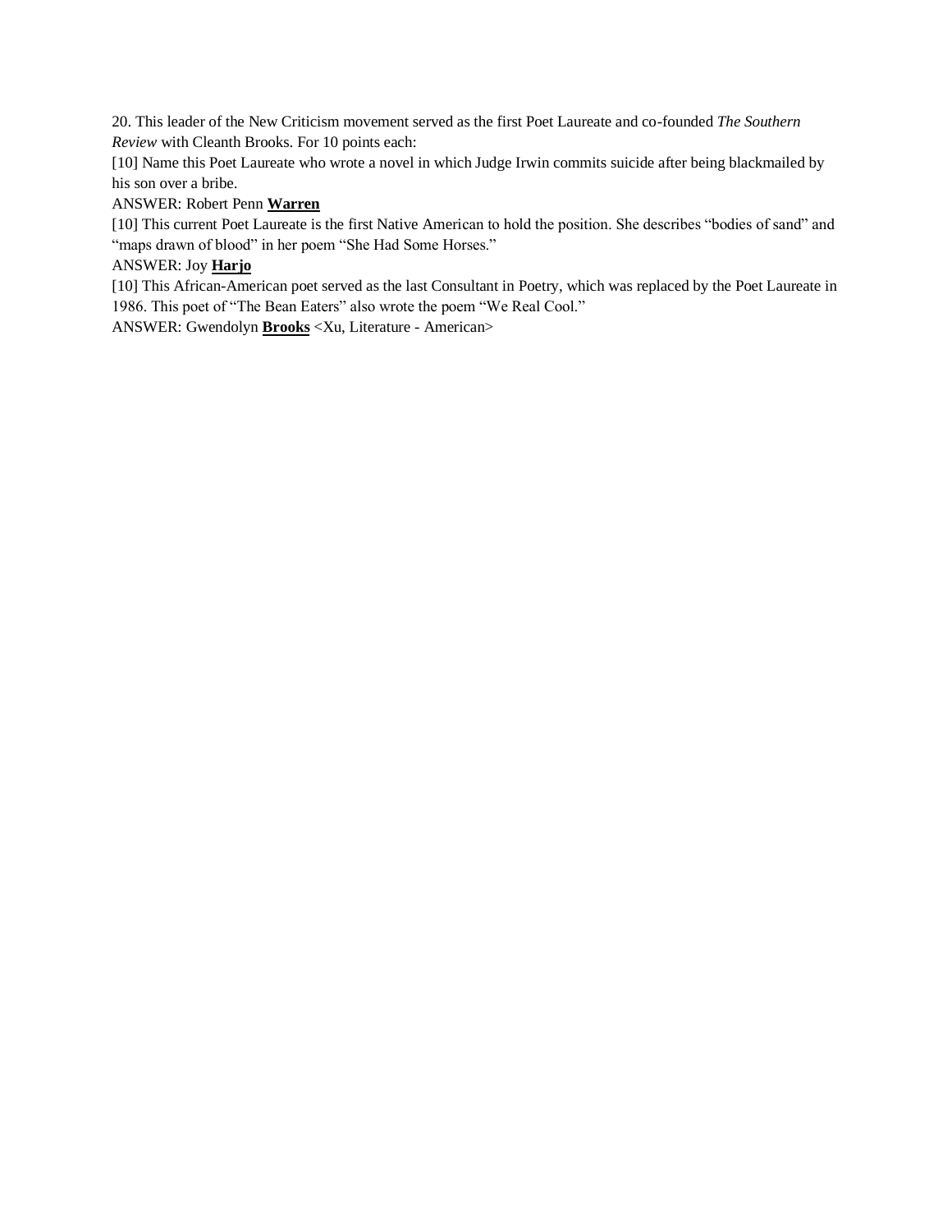20. This leader of the New Criticism movement served as the first Poet Laureate and co-founded *The Southern Review* with Cleanth Brooks. For 10 points each:

[10] Name this Poet Laureate who wrote a novel in which Judge Irwin commits suicide after being blackmailed by his son over a bribe.

ANSWER: Robert Penn **<u>Warren</u>**

[10] This current Poet Laureate is the first Native American to hold the position. She describes "bodies of sand" and "maps drawn of blood" in her poem "She Had Some Horses."

ANSWER: Joy **<u>Harjo</u>**

[10] This African-American poet served as the last Consultant in Poetry, which was replaced by the Poet Laureate in 1986. This poet of "The Bean Eaters" also wrote the poem "We Real Cool."

ANSWER: Gwendolyn **<u>Brooks</u>** <Xu, Literature - American>